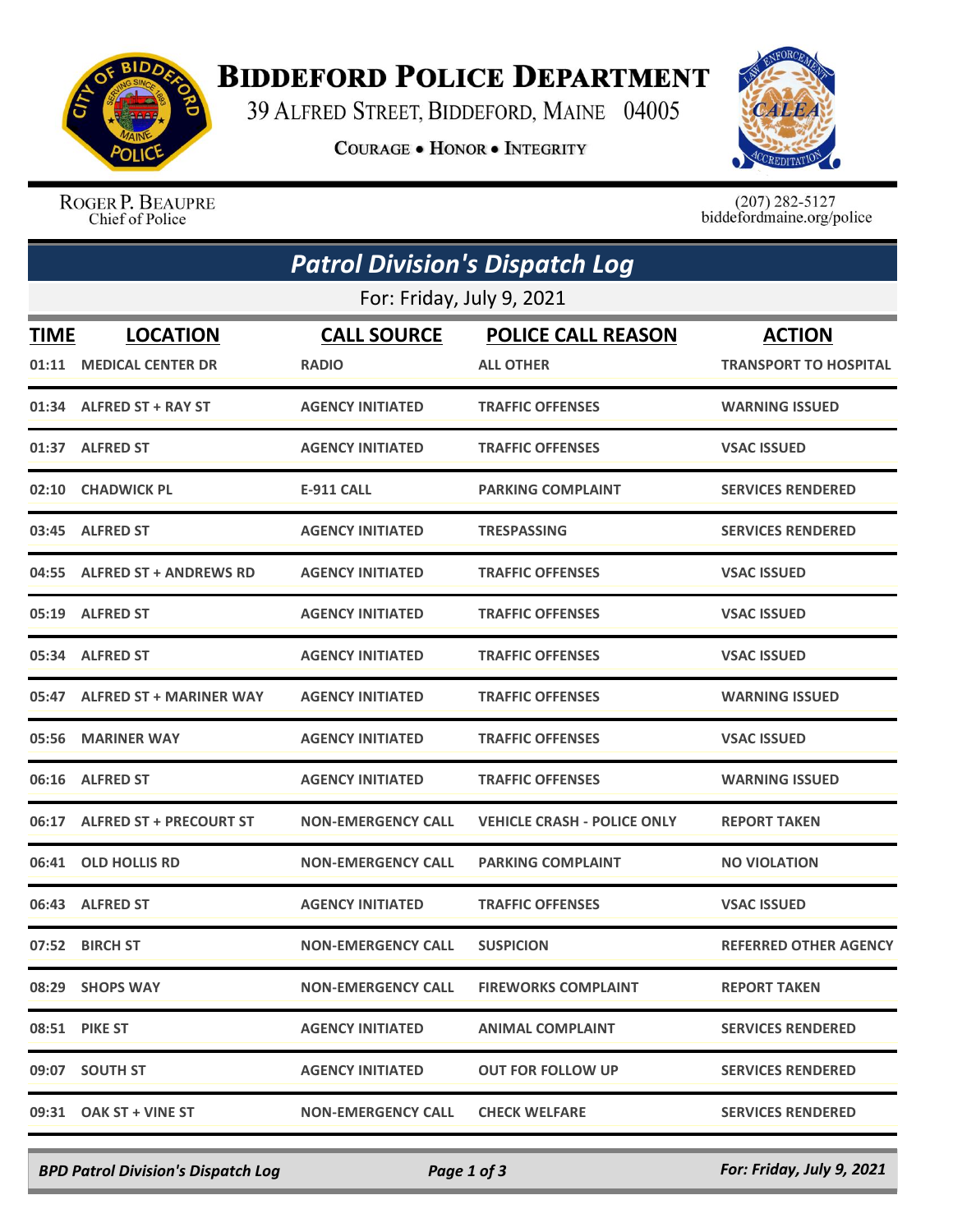# BIDDEFORD POLICE DEPARTMENT

39 ALFRED STREET, BIDDEFORD, MAINE 04005

COURAGE • HONOR • INTEGRITY

ROGER P. BEAUPRE
Chief of Police

(207) 282-5127
biddefordmaine.org/police

## Patrol Division's Dispatch Log

For: Friday, July 9, 2021

| TIME | LOCATION | CALL SOURCE | POLICE CALL REASON | ACTION |
|---|---|---|---|---|
| 01:11 | MEDICAL CENTER DR | RADIO | ALL OTHER | TRANSPORT TO HOSPITAL |
| 01:34 | ALFRED ST + RAY ST | AGENCY INITIATED | TRAFFIC OFFENSES | WARNING ISSUED |
| 01:37 | ALFRED ST | AGENCY INITIATED | TRAFFIC OFFENSES | VSAC ISSUED |
| 02:10 | CHADWICK PL | E-911 CALL | PARKING COMPLAINT | SERVICES RENDERED |
| 03:45 | ALFRED ST | AGENCY INITIATED | TRESPASSING | SERVICES RENDERED |
| 04:55 | ALFRED ST + ANDREWS RD | AGENCY INITIATED | TRAFFIC OFFENSES | VSAC ISSUED |
| 05:19 | ALFRED ST | AGENCY INITIATED | TRAFFIC OFFENSES | VSAC ISSUED |
| 05:34 | ALFRED ST | AGENCY INITIATED | TRAFFIC OFFENSES | VSAC ISSUED |
| 05:47 | ALFRED ST + MARINER WAY | AGENCY INITIATED | TRAFFIC OFFENSES | WARNING ISSUED |
| 05:56 | MARINER WAY | AGENCY INITIATED | TRAFFIC OFFENSES | VSAC ISSUED |
| 06:16 | ALFRED ST | AGENCY INITIATED | TRAFFIC OFFENSES | WARNING ISSUED |
| 06:17 | ALFRED ST + PRECOURT ST | NON-EMERGENCY CALL | VEHICLE CRASH - POLICE ONLY | REPORT TAKEN |
| 06:41 | OLD HOLLIS RD | NON-EMERGENCY CALL | PARKING COMPLAINT | NO VIOLATION |
| 06:43 | ALFRED ST | AGENCY INITIATED | TRAFFIC OFFENSES | VSAC ISSUED |
| 07:52 | BIRCH ST | NON-EMERGENCY CALL | SUSPICION | REFERRED OTHER AGENCY |
| 08:29 | SHOPS WAY | NON-EMERGENCY CALL | FIREWORKS COMPLAINT | REPORT TAKEN |
| 08:51 | PIKE ST | AGENCY INITIATED | ANIMAL COMPLAINT | SERVICES RENDERED |
| 09:07 | SOUTH ST | AGENCY INITIATED | OUT FOR FOLLOW UP | SERVICES RENDERED |
| 09:31 | OAK ST + VINE ST | NON-EMERGENCY CALL | CHECK WELFARE | SERVICES RENDERED |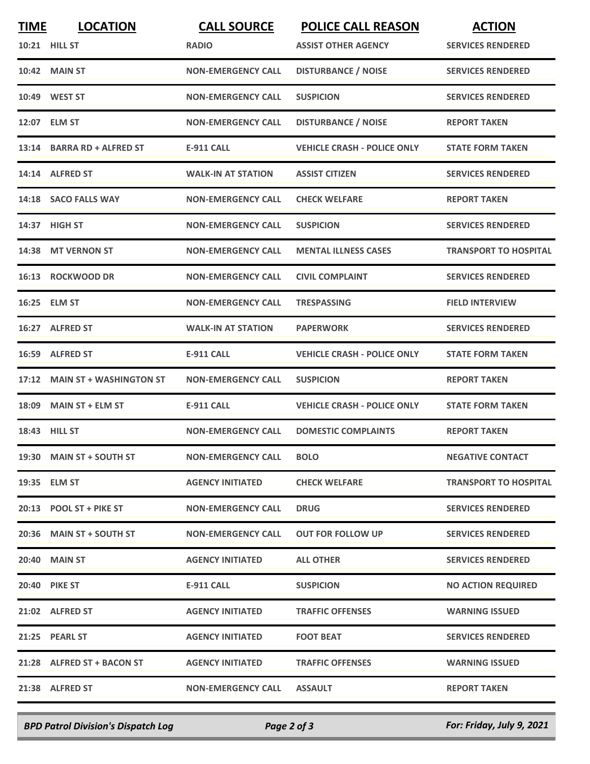| TIME | LOCATION | CALL SOURCE | POLICE CALL REASON | ACTION |
|---|---|---|---|---|
| 10:21 | HILL ST | RADIO | ASSIST OTHER AGENCY | SERVICES RENDERED |
| 10:42 | MAIN ST | NON-EMERGENCY CALL | DISTURBANCE / NOISE | SERVICES RENDERED |
| 10:49 | WEST ST | NON-EMERGENCY CALL | SUSPICION | SERVICES RENDERED |
| 12:07 | ELM ST | NON-EMERGENCY CALL | DISTURBANCE / NOISE | REPORT TAKEN |
| 13:14 | BARRA RD + ALFRED ST | E-911 CALL | VEHICLE CRASH - POLICE ONLY | STATE FORM TAKEN |
| 14:14 | ALFRED ST | WALK-IN AT STATION | ASSIST CITIZEN | SERVICES RENDERED |
| 14:18 | SACO FALLS WAY | NON-EMERGENCY CALL | CHECK WELFARE | REPORT TAKEN |
| 14:37 | HIGH ST | NON-EMERGENCY CALL | SUSPICION | SERVICES RENDERED |
| 14:38 | MT VERNON ST | NON-EMERGENCY CALL | MENTAL ILLNESS CASES | TRANSPORT TO HOSPITAL |
| 16:13 | ROCKWOOD DR | NON-EMERGENCY CALL | CIVIL COMPLAINT | SERVICES RENDERED |
| 16:25 | ELM ST | NON-EMERGENCY CALL | TRESPASSING | FIELD INTERVIEW |
| 16:27 | ALFRED ST | WALK-IN AT STATION | PAPERWORK | SERVICES RENDERED |
| 16:59 | ALFRED ST | E-911 CALL | VEHICLE CRASH - POLICE ONLY | STATE FORM TAKEN |
| 17:12 | MAIN ST + WASHINGTON ST | NON-EMERGENCY CALL | SUSPICION | REPORT TAKEN |
| 18:09 | MAIN ST + ELM ST | E-911 CALL | VEHICLE CRASH - POLICE ONLY | STATE FORM TAKEN |
| 18:43 | HILL ST | NON-EMERGENCY CALL | DOMESTIC COMPLAINTS | REPORT TAKEN |
| 19:30 | MAIN ST + SOUTH ST | NON-EMERGENCY CALL | BOLO | NEGATIVE CONTACT |
| 19:35 | ELM ST | AGENCY INITIATED | CHECK WELFARE | TRANSPORT TO HOSPITAL |
| 20:13 | POOL ST + PIKE ST | NON-EMERGENCY CALL | DRUG | SERVICES RENDERED |
| 20:36 | MAIN ST + SOUTH ST | NON-EMERGENCY CALL | OUT FOR FOLLOW UP | SERVICES RENDERED |
| 20:40 | MAIN ST | AGENCY INITIATED | ALL OTHER | SERVICES RENDERED |
| 20:40 | PIKE ST | E-911 CALL | SUSPICION | NO ACTION REQUIRED |
| 21:02 | ALFRED ST | AGENCY INITIATED | TRAFFIC OFFENSES | WARNING ISSUED |
| 21:25 | PEARL ST | AGENCY INITIATED | FOOT BEAT | SERVICES RENDERED |
| 21:28 | ALFRED ST + BACON ST | AGENCY INITIATED | TRAFFIC OFFENSES | WARNING ISSUED |
| 21:38 | ALFRED ST | NON-EMERGENCY CALL | ASSAULT | REPORT TAKEN |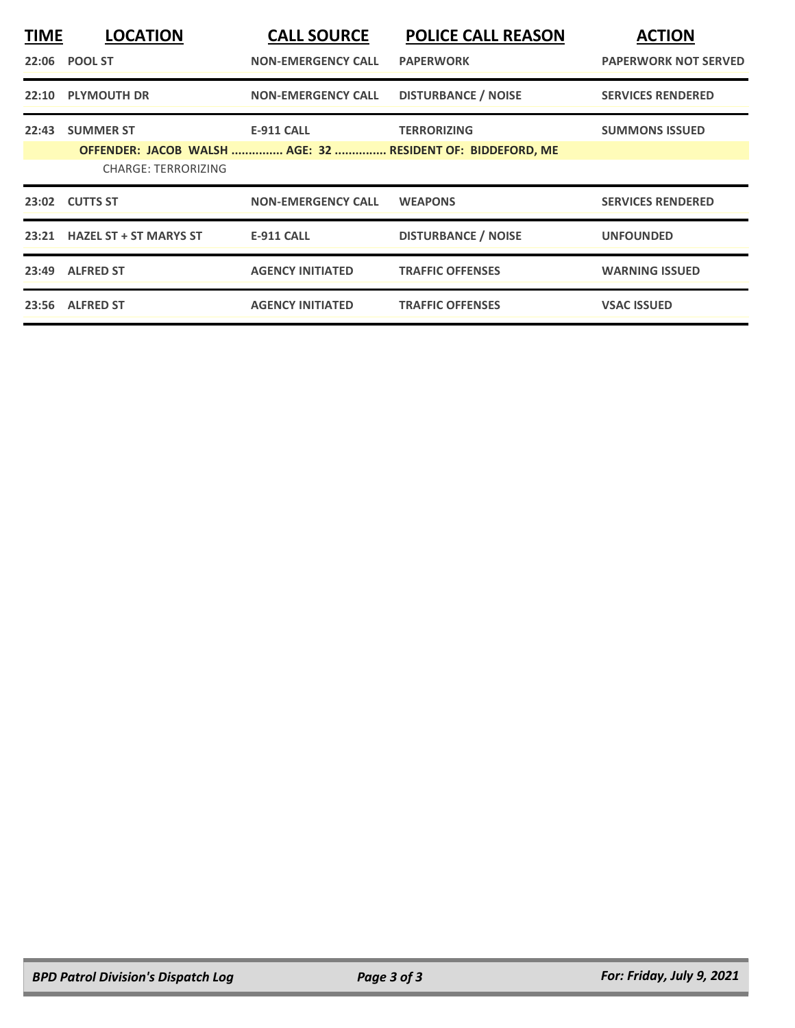| TIME | LOCATION | CALL SOURCE | POLICE CALL REASON | ACTION |
|---|---|---|---|---|
| 22:06 | POOL ST | NON-EMERGENCY CALL | PAPERWORK | PAPERWORK NOT SERVED |
| 22:10 | PLYMOUTH DR | NON-EMERGENCY CALL | DISTURBANCE / NOISE | SERVICES RENDERED |
| 22:43 | SUMMER ST | E-911 CALL | TERRORIZING | SUMMONS ISSUED |
| | OFFENDER: JACOB WALSH ............... AGE: 32 ............... RESIDENT OF: BIDDEFORD, ME | | | |
| | CHARGE: TERRORIZING | | | |
| 23:02 | CUTTS ST | NON-EMERGENCY CALL | WEAPONS | SERVICES RENDERED |
| 23:21 | HAZEL ST + ST MARYS ST | E-911 CALL | DISTURBANCE / NOISE | UNFOUNDED |
| 23:49 | ALFRED ST | AGENCY INITIATED | TRAFFIC OFFENSES | WARNING ISSUED |
| 23:56 | ALFRED ST | AGENCY INITIATED | TRAFFIC OFFENSES | VSAC ISSUED |